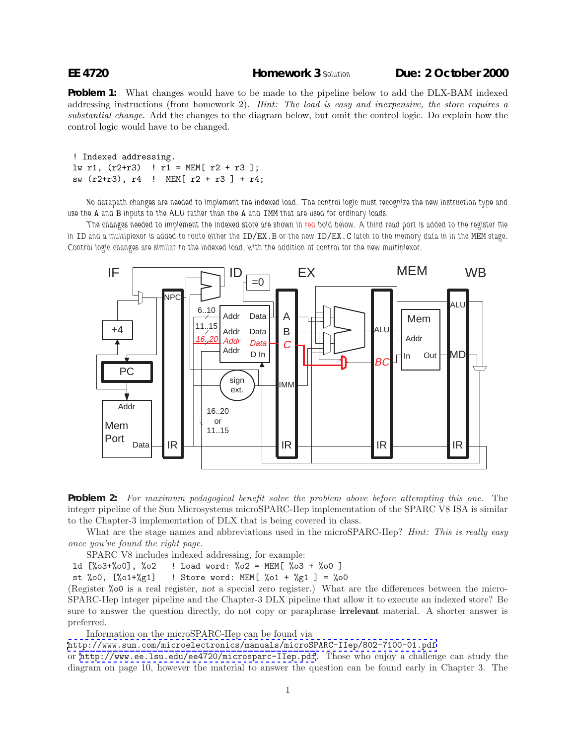**EE 4720** **Homework 3** Solution **Due: 2 October 2000**

**Problem 1:** What changes would have to be made to the pipeline below to add the DLX-BAM indexed addressing instructions (from homework 2). *Hint: The load is easy and inexpensive, the store requires a substantial change.* Add the changes to the diagram below, but omit the control logic. Do explain how the control logic would have to be changed.

```
! Indexed addressing.
lw r1, (r2+r3)  ! r1 = MEM[ r2 + r3 ];
sw (r2+r3), r4  !  MEM[ r2 + r3 ] + r4;
```

No datapath changes are needed to implement the indexed load. The control logic must recognize the new instruction type and use the A and B inputs to the ALU rather than the A and IMM that are used for ordinary loads.

The changes needed to implement the indexed store are shown in red bold below. A third read port is added to the register file in ID and a multiplexor is added to route either the ID/EX.B or the new ID/EX.C latch to the memory data in in the MEM stage. Control logic changes are similar to the indexed load, with the addition of control for the new multiplexor.

**Problem 2:** *For maximum pedagogical benefit solve the problem above before attempting this one.* The integer pipeline of the Sun Microsystems microSPARC-IIep implementation of the SPARC V8 ISA is similar to the Chapter-3 implementation of DLX that is being covered in class.

What are the stage names and abbreviations used in the microSPARC-IIep? *Hint: This is really easy once you've found the right page.*

SPARC V8 includes indexed addressing, for example:

```
ld [%o3+%o0], %o2    ! Load word: %o2 = MEM[ %o3 + %o0 ]
st %o0, [%o1+%g1]    ! Store word: MEM[ %o1 + %g1 ] = %o0
```

(Register %o0 is a real register, *not* a special zero register.) What are the differences between the microSPARC-IIep integer pipeline and the Chapter-3 DLX pipeline that allow it to execute an indexed store? Be sure to answer the question directly, do not copy or paraphrase **irrelevant** material. A shorter answer is preferred.

Information on the microSPARC-IIep can be found via http://www.sun.com/microelectronics/manuals/microSPARC-IIep/802-7100-01.pdf or http://www.ee.lsu.edu/ee4720/microsparc-IIep.pdf. Those who enjoy a challenge can study the diagram on page 10, however the material to answer the question can be found early in Chapter 3. The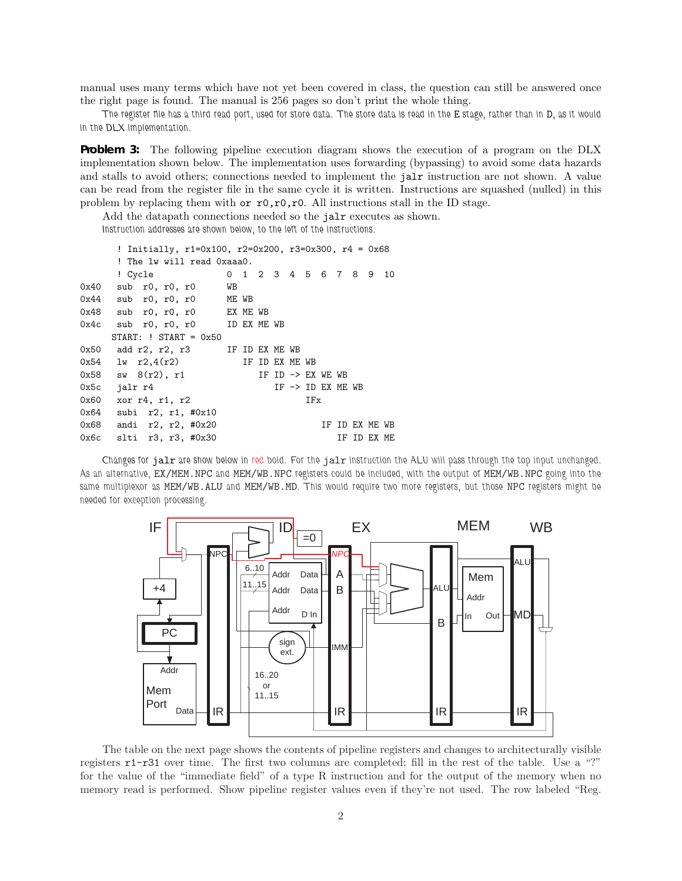manual uses many terms which have not yet been covered in class, the question can still be answered once the right page is found. The manual is 256 pages so don't print the whole thing.

The register file has a third read port, used for store data. The store data is read in the E stage, rather than in D, as it would in the DLX implementation.

**Problem 3:** The following pipeline execution diagram shows the execution of a program on the DLX implementation shown below. The implementation uses forwarding (bypassing) to avoid some data hazards and stalls to avoid others; connections needed to implement the `jalr` instruction are not shown. A value can be read from the register file in the same cycle it is written. Instructions are squashed (nulled) in this problem by replacing them with `or r0,r0,r0`. All instructions stall in the ID stage.

Add the datapath connections needed so the `jalr` executes as shown.

Instruction addresses are shown below, to the left of the instructions.

```
       ! Initially, r1=0x100, r2=0x200, r3=0x300, r4 = 0x68
       ! The lw will read 0xaaa0.
       ! Cycle              0  1  2  3  4  5  6  7  8  9  10
0x40   sub  r0, r0, r0      WB
0x44   sub  r0, r0, r0      ME WB
0x48   sub  r0, r0, r0      EX ME WB
0x4c   sub  r0, r0, r0      ID EX ME WB
      START: ! START = 0x50
0x50   add r2, r2, r3       IF ID EX ME WB
0x54   lw  r2,4(r2)            IF ID EX ME WB
0x58   sw  8(r2), r1              IF ID -> EX WE WB
0x5c   jalr r4                       IF -> ID EX ME WB
0x60   xor r4, r1, r2                      IFx
0x64   subi  r2, r1, #0x10
0x68   andi  r2, r2, #0x20                    IF ID EX ME WB
0x6c   slti  r3, r3, #0x30                       IF ID EX ME
```

Changes for `jalr` are show below in red bold. For the `jalr` instruction the ALU will pass through the top input unchanged. As an alternative, EX/MEM.NPC and MEM/WB.NPC registers could be included, with the output of MEM/WB.NPC going into the same multiplexor as MEM/WB.ALU and MEM/WB.MD. This would require two more registers, but those NPC registers might be needed for exception processing.

The table on the next page shows the contents of pipeline registers and changes to architecturally visible registers r1-r31 over time. The first two columns are completed; fill in the rest of the table. Use a "?" for the value of the "immediate field" of a type R instruction and for the output of the memory when no memory read is performed. Show pipeline register values even if they're not used. The row labeled "Reg.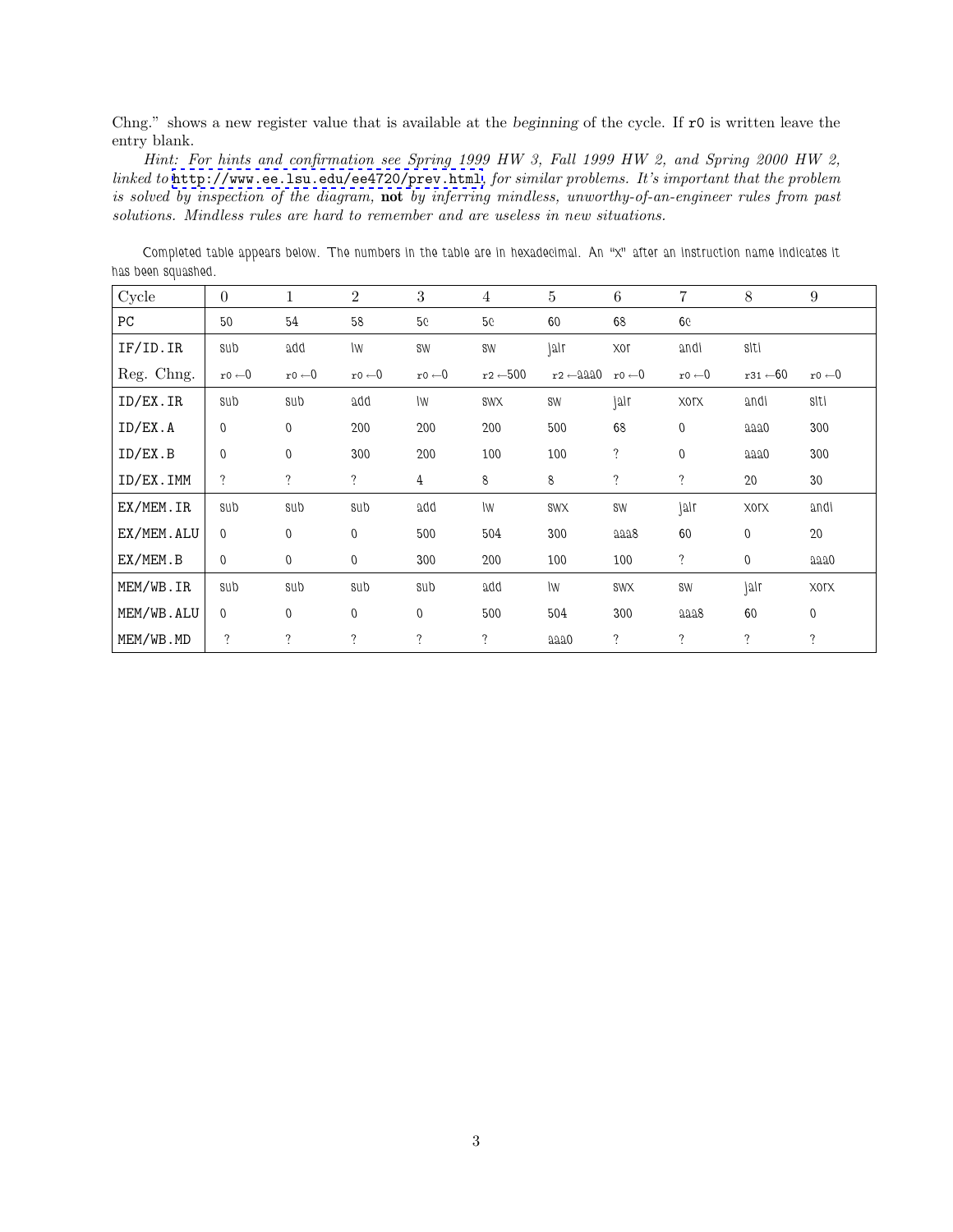Chng." shows a new register value that is available at the *beginning* of the cycle. If `r0` is written leave the entry blank.

*Hint: For hints and confirmation see Spring 1999 HW 3, Fall 1999 HW 2, and Spring 2000 HW 2, linked to* `http://www.ee.lsu.edu/ee4720/prev.html`*, for similar problems. It's important that the problem is solved by inspection of the diagram,* **not** *by inferring mindless, unworthy-of-an-engineer rules from past solutions. Mindless rules are hard to remember and are useless in new situations.*

Completed table appears below. The numbers in the table are in hexadecimal. An "x" after an instruction name indicates it has been squashed.

| Cycle | 0 | 1 | 2 | 3 | 4 | 5 | 6 | 7 | 8 | 9 |
|---|---|---|---|---|---|---|---|---|---|---|
| PC | 50 | 54 | 58 | 5c | 5c | 60 | 68 | 6c | | |
| IF/ID.IR | sub | add | lw | sw | sw | jalr | xor | andi | slti | |
| Reg. Chng. | r0 ←0 | r0 ←0 | r0 ←0 | r0 ←0 | r2 ←500 | r2 ←aaa0 | r0 ←0 | r0 ←0 | r31 ←60 | r0 ←0 |
| ID/EX.IR | sub | sub | add | lw | swx | sw | jalr | xorx | andi | slti |
| ID/EX.A | 0 | 0 | 200 | 200 | 200 | 500 | 68 | 0 | aaa0 | 300 |
| ID/EX.B | 0 | 0 | 300 | 200 | 100 | 100 | ? | 0 | aaa0 | 300 |
| ID/EX.IMM | ? | ? | ? | 4 | 8 | 8 | ? | ? | 20 | 30 |
| EX/MEM.IR | sub | sub | sub | add | lw | swx | sw | jalr | xorx | andi |
| EX/MEM.ALU | 0 | 0 | 0 | 500 | 504 | 300 | aaa8 | 60 | 0 | 20 |
| EX/MEM.B | 0 | 0 | 0 | 300 | 200 | 100 | 100 | ? | 0 | aaa0 |
| MEM/WB.IR | sub | sub | sub | sub | add | lw | swx | sw | jalr | xorx |
| MEM/WB.ALU | 0 | 0 | 0 | 0 | 500 | 504 | 300 | aaa8 | 60 | 0 |
| MEM/WB.MD | ? | ? | ? | ? | ? | aaa0 | ? | ? | ? | ? |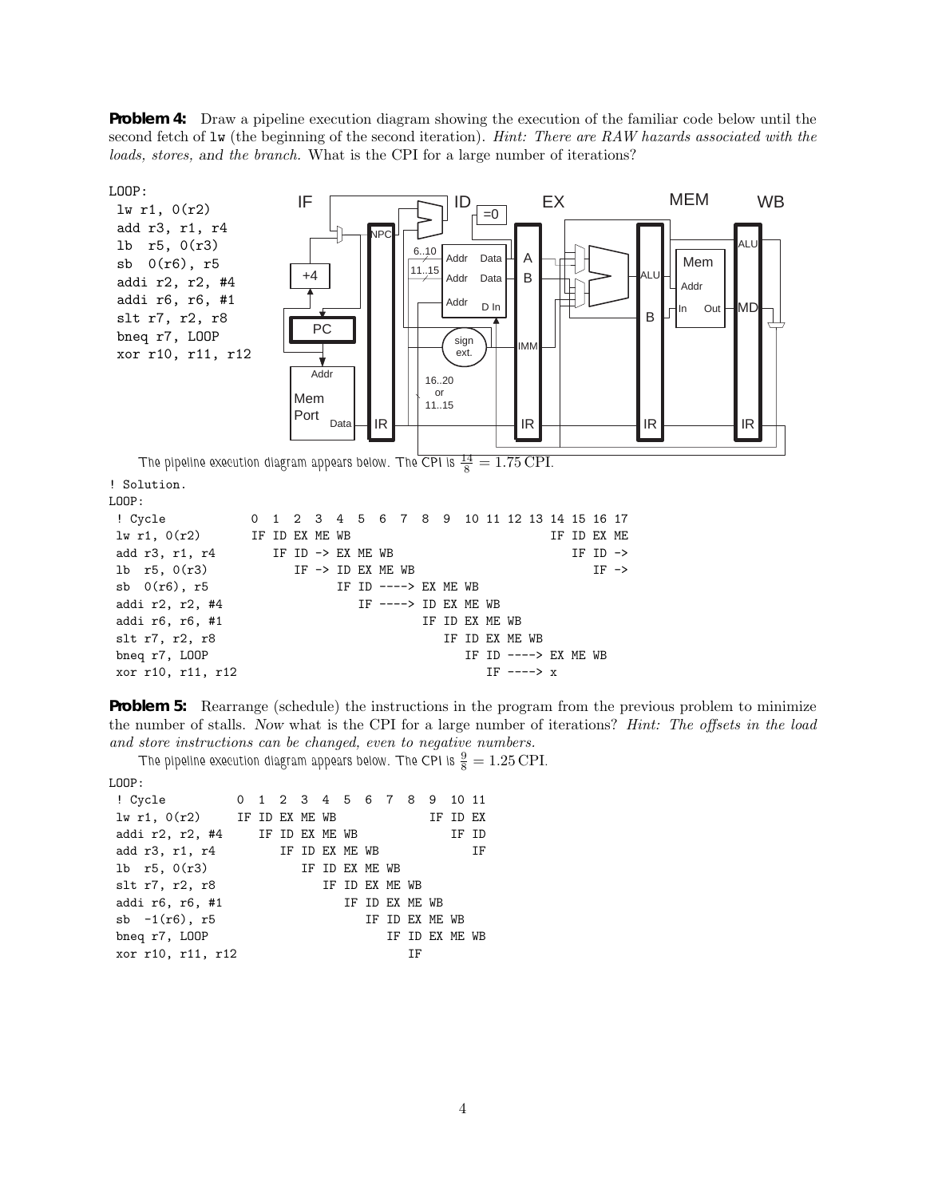**Problem 4:** Draw a pipeline execution diagram showing the execution of the familiar code below until the second fetch of `lw` (the beginning of the second iteration). *Hint: There are RAW hazards associated with the loads, stores, and the branch.* What is the CPI for a large number of iterations?

```
LOOP:
 lw r1, 0(r2)
 add r3, r1, r4
 lb  r5, 0(r3)
 sb  0(r6), r5
 addi r2, r2, #4
 addi r6, r6, #1
 slt r7, r2, r8
 bneq r7, LOOP
 xor r10, r11, r12
```

IF
ID
EX
MEM
WB
=0
NPC
6..10
11..15
Addr
Data
Addr
Data
Addr
D In
A
B
ALU
B
Mem
Addr
In
Out
ALU
MD
+4
PC
sign ext.
IMM
16..20 or 11..15
Addr
Mem Port
Data
IR
IR
IR
IR

The pipeline execution diagram appears below. The CPI is $\frac{14}{8} = 1.75$ CPI.

```
! Solution.
LOOP:
 ! Cycle            0  1  2  3  4  5  6  7  8  9  10 11 12 13 14 15 16 17
 lw r1, 0(r2)       IF ID EX ME WB                               IF ID EX ME
 add r3, r1, r4        IF ID -> EX ME WB                            IF ID ->
 lb  r5, 0(r3)            IF -> ID EX ME WB                            IF ->
 sb  0(r6), r5                  IF ID ----> EX ME WB
 addi r2, r2, #4                   IF ----> ID EX ME WB
 addi r6, r6, #1                            IF ID EX ME WB
 slt r7, r2, r8                                IF ID EX ME WB
 bneq r7, LOOP                                    IF ID ----> EX ME WB
 xor r10, r11, r12                                   IF ----> x
```

**Problem 5:** Rearrange (schedule) the instructions in the program from the previous problem to minimize the number of stalls. *Now* what is the CPI for a large number of iterations? *Hint: The offsets in the load and store instructions can be changed, even to negative numbers.*

The pipeline execution diagram appears below. The CPI is $\frac{9}{8} = 1.25$ CPI.

```
LOOP:
 ! Cycle          0  1  2  3  4  5  6  7  8  9  10 11
 lw r1, 0(r2)     IF ID EX ME WB             IF ID EX
 addi r2, r2, #4     IF ID EX ME WB             IF ID
 add r3, r1, r4         IF ID EX ME WB             IF
 lb  r5, 0(r3)             IF ID EX ME WB
 slt r7, r2, r8               IF ID EX ME WB
 addi r6, r6, #1                 IF ID EX ME WB
 sb  -1(r6), r5                     IF ID EX ME WB
 bneq r7, LOOP                         IF ID EX ME WB
 xor r10, r11, r12                        IF
```